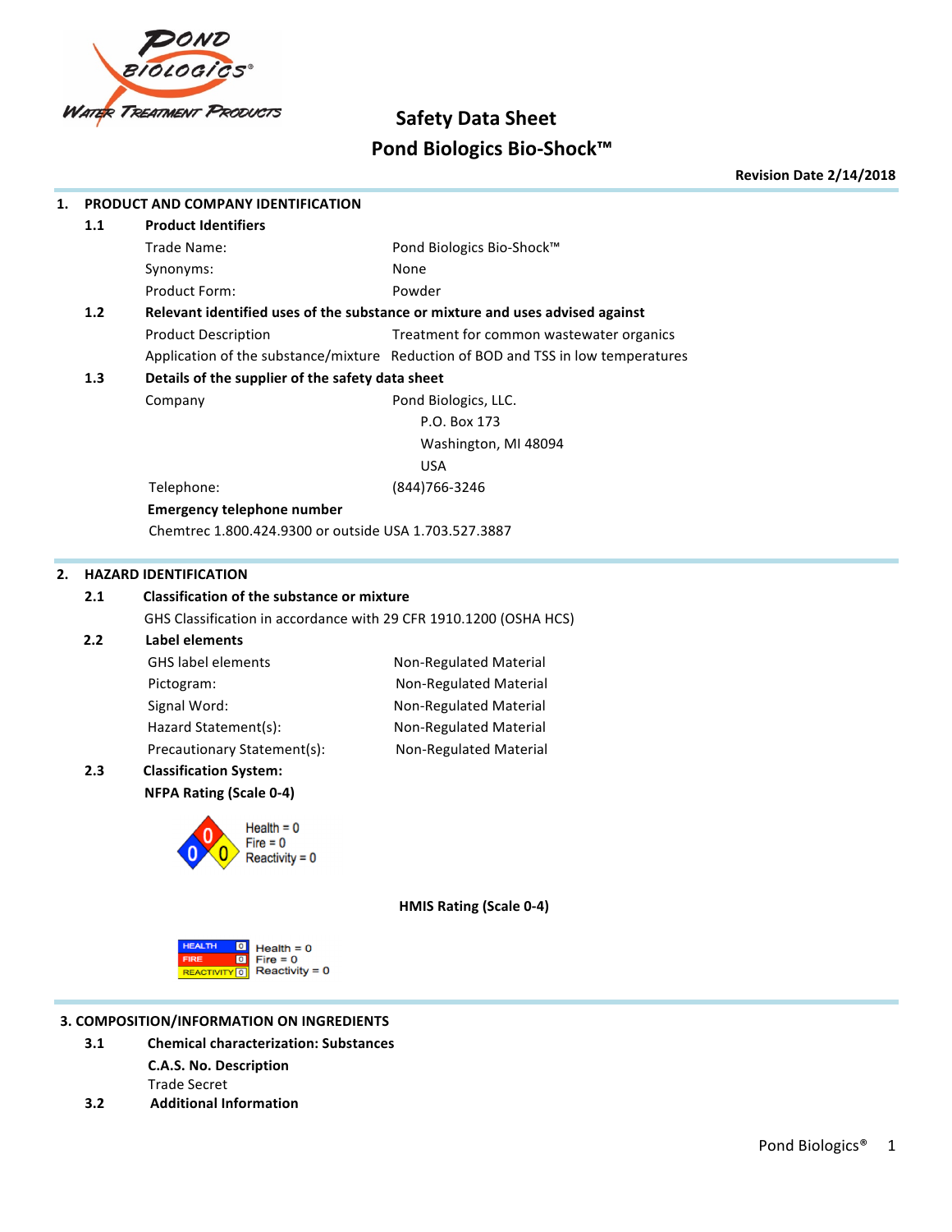# Safety Data Sheet

# Pond Biologics Bio-Shock™

**Revision Date 2/14/2018**

## 1. PRODUCT AND COMPANY IDENTIFICATION

### 1.1 Product Identifiers

| | |
|---|---|
| Trade Name: | Pond Biologics Bio-Shock™ |
| Synonyms: | None |
| Product Form: | Powder |

### 1.2 Relevant identified uses of the substance or mixture and uses advised against

| | |
|---|---|
| Product Description | Treatment for common wastewater organics |
| Application of the substance/mixture | Reduction of BOD and TSS in low temperatures |

### 1.3 Details of the supplier of the safety data sheet

Company: Pond Biologics, LLC.
P.O. Box 173
Washington, MI 48094
USA

Telephone: (844)766-3246

**Emergency telephone number**

Chemtrec 1.800.424.9300 or outside USA 1.703.527.3887

## 2. HAZARD IDENTIFICATION

### 2.1 Classification of the substance or mixture

GHS Classification in accordance with 29 CFR 1910.1200 (OSHA HCS)

### 2.2 Label elements

| | |
|---|---|
| GHS label elements | Non-Regulated Material |
| Pictogram: | Non-Regulated Material |
| Signal Word: | Non-Regulated Material |
| Hazard Statement(s): | Non-Regulated Material |
| Precautionary Statement(s): | Non-Regulated Material |

### 2.3 Classification System:

**NFPA Rating (Scale 0-4)**

Health = 0
Fire = 0
Reactivity = 0

**HMIS Rating (Scale 0-4)**

Health = 0
Fire = 0
Reactivity = 0

## 3. COMPOSITION/INFORMATION ON INGREDIENTS

### 3.1 Chemical characterization: Substances

**C.A.S. No. Description**

Trade Secret

### 3.2 Additional Information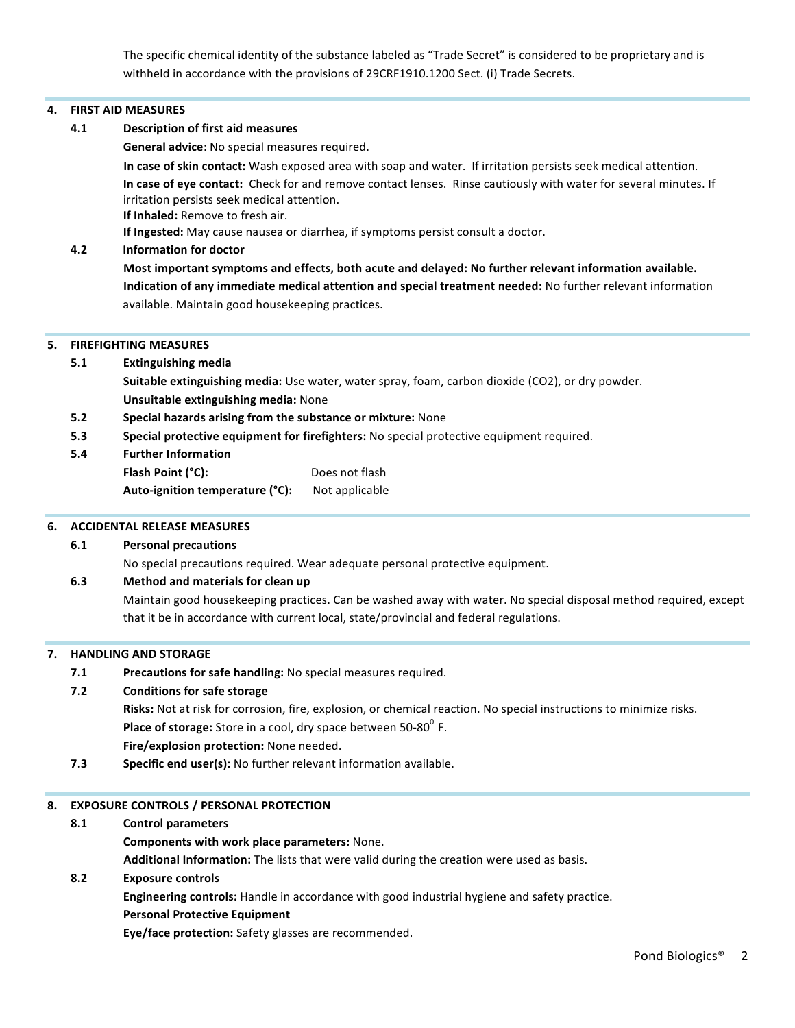The specific chemical identity of the substance labeled as "Trade Secret" is considered to be proprietary and is withheld in accordance with the provisions of 29CRF1910.1200 Sect. (i) Trade Secrets.

## 4. FIRST AID MEASURES

### 4.1 Description of first aid measures

**General advice**: No special measures required.

**In case of skin contact:** Wash exposed area with soap and water. If irritation persists seek medical attention.

**In case of eye contact:** Check for and remove contact lenses. Rinse cautiously with water for several minutes. If irritation persists seek medical attention.

**If Inhaled:** Remove to fresh air.

**If Ingested:** May cause nausea or diarrhea, if symptoms persist consult a doctor.

### 4.2 Information for doctor

**Most important symptoms and effects, both acute and delayed: No further relevant information available.**

**Indication of any immediate medical attention and special treatment needed:** No further relevant information available. Maintain good housekeeping practices.

## 5. FIREFIGHTING MEASURES

### 5.1 Extinguishing media

**Suitable extinguishing media:** Use water, water spray, foam, carbon dioxide ($CO_2$), or dry powder.

**Unsuitable extinguishing media:** None

### 5.2 Special hazards arising from the substance or mixture: None

### 5.3 Special protective equipment for firefighters: No special protective equipment required.

### 5.4 Further Information

**Flash Point (°C):** Does not flash

**Auto-ignition temperature (°C):** Not applicable

## 6. ACCIDENTAL RELEASE MEASURES

### 6.1 Personal precautions

No special precautions required. Wear adequate personal protective equipment.

### 6.3 Method and materials for clean up

Maintain good housekeeping practices. Can be washed away with water. No special disposal method required, except that it be in accordance with current local, state/provincial and federal regulations.

## 7. HANDLING AND STORAGE

### 7.1 Precautions for safe handling: No special measures required.

### 7.2 Conditions for safe storage

**Risks:** Not at risk for corrosion, fire, explosion, or chemical reaction. No special instructions to minimize risks.

**Place of storage:** Store in a cool, dry space between 50-80$^0$ F.

**Fire/explosion protection:** None needed.

### 7.3 Specific end user(s): No further relevant information available.

## 8. EXPOSURE CONTROLS / PERSONAL PROTECTION

### 8.1 Control parameters

**Components with work place parameters:** None.

**Additional Information:** The lists that were valid during the creation were used as basis.

### 8.2 Exposure controls

**Engineering controls:** Handle in accordance with good industrial hygiene and safety practice.

**Personal Protective Equipment**

**Eye/face protection:** Safety glasses are recommended.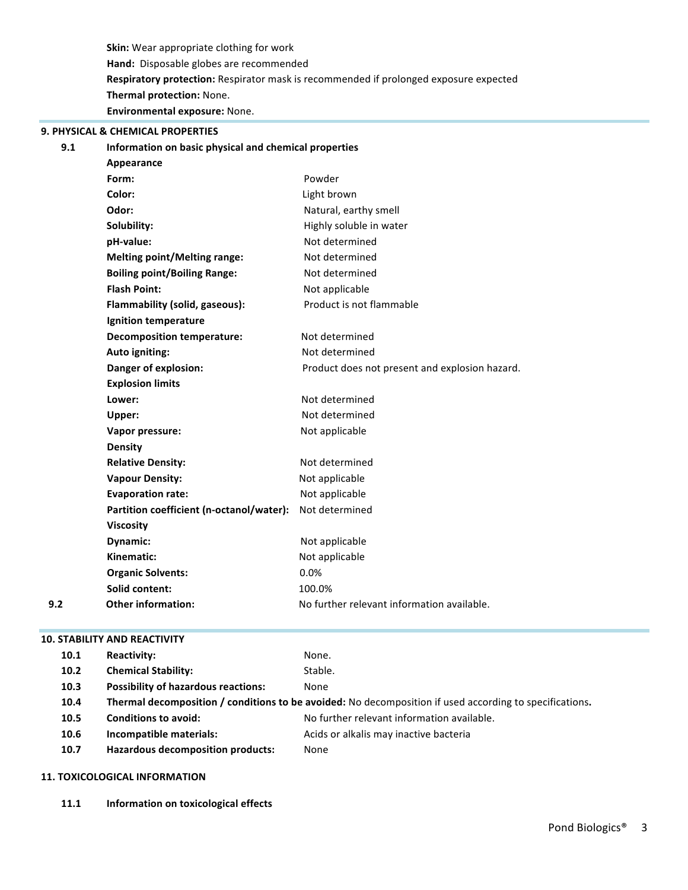**Skin:** Wear appropriate clothing for work

**Hand:** Disposable globes are recommended

**Respiratory protection:** Respirator mask is recommended if prolonged exposure expected

**Thermal protection:** None.

**Environmental exposure:** None.

## 9. PHYSICAL & CHEMICAL PROPERTIES

**9.1 Information on basic physical and chemical properties**

| | |
|---|---|
| **Appearance** | |
| **Form:** | Powder |
| **Color:** | Light brown |
| **Odor:** | Natural, earthy smell |
| **Solubility:** | Highly soluble in water |
| **pH-value:** | Not determined |
| **Melting point/Melting range:** | Not determined |
| **Boiling point/Boiling Range:** | Not determined |
| **Flash Point:** | Not applicable |
| **Flammability (solid, gaseous):** | Product is not flammable |
| **Ignition temperature** | |
| **Decomposition temperature:** | Not determined |
| **Auto igniting:** | Not determined |
| **Danger of explosion:** | Product does not present and explosion hazard. |
| **Explosion limits** | |
| **Lower:** | Not determined |
| **Upper:** | Not determined |
| **Vapor pressure:** | Not applicable |
| **Density** | |
| **Relative Density:** | Not determined |
| **Vapour Density:** | Not applicable |
| **Evaporation rate:** | Not applicable |
| **Partition coefficient (n-octanol/water):** | Not determined |
| **Viscosity** | |
| **Dynamic:** | Not applicable |
| **Kinematic:** | Not applicable |
| **Organic Solvents:** | 0.0% |
| **Solid content:** | 100.0% |

**9.2 Other information:** No further relevant information available.

## 10. STABILITY AND REACTIVITY

| | | |
|---|---|---|
| **10.1** | **Reactivity:** | None. |
| **10.2** | **Chemical Stability:** | Stable. |
| **10.3** | **Possibility of hazardous reactions:** | None |
| **10.4** | **Thermal decomposition / conditions to be avoided:** | No decomposition if used according to specifications**.** |
| **10.5** | **Conditions to avoid:** | No further relevant information available. |
| **10.6** | **Incompatible materials:** | Acids or alkalis may inactive bacteria |
| **10.7** | **Hazardous decomposition products:** | None |

## 11. TOXICOLOGICAL INFORMATION

**11.1 Information on toxicological effects**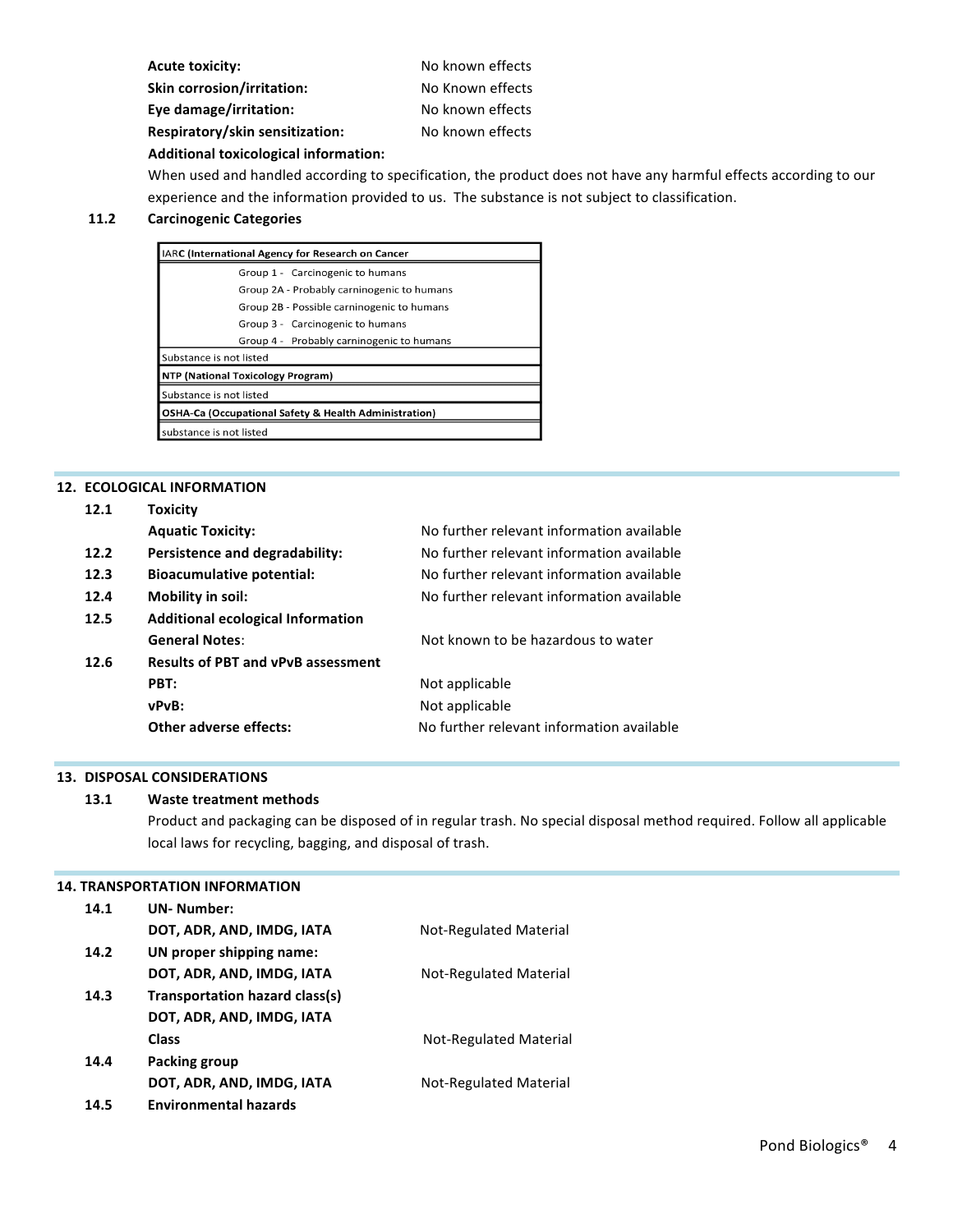**Acute toxicity:** No known effects
**Skin corrosion/irritation:** No Known effects
**Eye damage/irritation:** No known effects
**Respiratory/skin sensitization:** No known effects

**Additional toxicological information:**

When used and handled according to specification, the product does not have any harmful effects according to our experience and the information provided to us. The substance is not subject to classification.

**11.2 Carcinogenic Categories**

| IARC (International Agency for Research on Cancer |
|---|
| Group 1 - Carcinogenic to humans<br>Group 2A - Probably carninogenic to humans<br>Group 2B - Possible carninogenic to humans<br>Group 3 - Carcinogenic to humans<br>Group 4 - Probably carninogenic to humans |
| Substance is not listed |
| **NTP (National Toxicology Program)** |
| Substance is not listed |
| **OSHA-Ca (Occupational Safety & Health Administration)** |
| substance is not listed |

## 12. ECOLOGICAL INFORMATION

**12.1 Toxicity**

**Aquatic Toxicity:** No further relevant information available

**12.2 Persistence and degradability:** No further relevant information available

**12.3 Bioacumulative potential:** No further relevant information available

**12.4 Mobility in soil:** No further relevant information available

**12.5 Additional ecological Information**

**General Notes**: Not known to be hazardous to water

**12.6 Results of PBT and vPvB assessment**

**PBT:** Not applicable
**vPvB:** Not applicable
**Other adverse effects:** No further relevant information available

## 13. DISPOSAL CONSIDERATIONS

**13.1 Waste treatment methods**

Product and packaging can be disposed of in regular trash. No special disposal method required. Follow all applicable local laws for recycling, bagging, and disposal of trash.

## 14. TRANSPORTATION INFORMATION

**14.1 UN- Number:**

**DOT, ADR, AND, IMDG, IATA** Not-Regulated Material

**14.2 UN proper shipping name:**

**DOT, ADR, AND, IMDG, IATA** Not-Regulated Material

**14.3 Transportation hazard class(s)**

**DOT, ADR, AND, IMDG, IATA**

**Class** Not-Regulated Material

**14.4 Packing group**

**DOT, ADR, AND, IMDG, IATA** Not-Regulated Material

**14.5 Environmental hazards**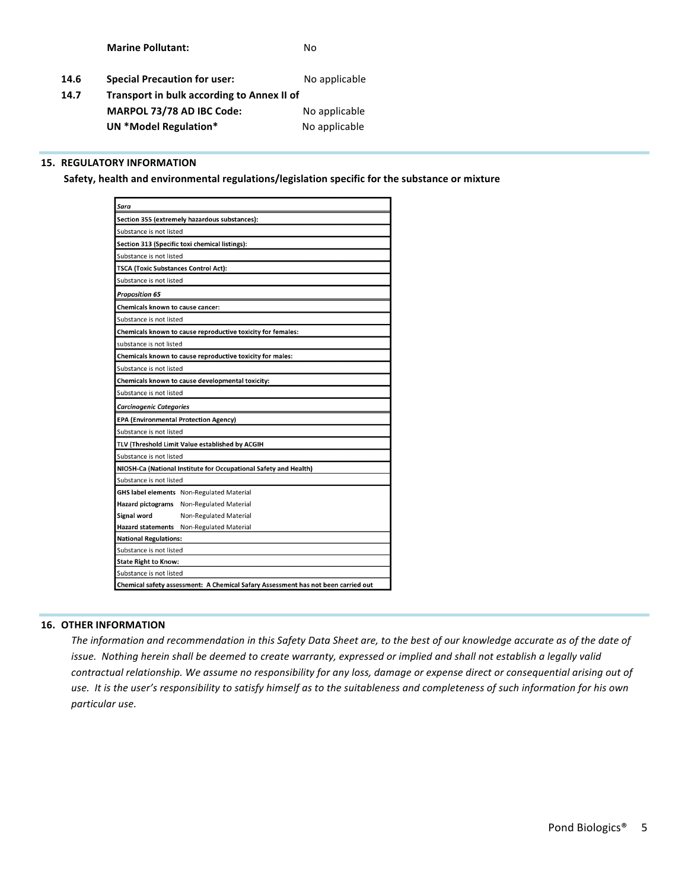**Marine Pollutant:** No

**14.6 Special Precaution for user:** No applicable

**14.7 Transport in bulk according to Annex II of MARPOL 73/78 AD IBC Code:** No applicable

**UN *Model Regulation*** No applicable

## 15. REGULATORY INFORMATION

**Safety, health and environmental regulations/legislation specific for the substance or mixture**

| | |
|---|---|
| ***Sara*** | |
| **Section 355 (extremely hazardous substances):** | |
| Substance is not listed | |
| **Section 313 (Specific toxi chemical listings):** | |
| Substance is not listed | |
| **TSCA (Toxic Substances Control Act):** | |
| Substance is not listed | |
| ***Proposition 65*** | |
| **Chemicals known to cause cancer:** | |
| Substance is not listed | |
| **Chemicals known to cause reproductive toxicity for females:** | |
| substance is not listed | |
| **Chemicals known to cause reproductive toxicity for males:** | |
| Substance is not listed | |
| **Chemicals known to cause developmental toxicity:** | |
| Substance is not listed | |
| ***Carcinogenic Categories*** | |
| **EPA (Environmental Protection Agency)** | |
| Substance is not listed | |
| **TLV (Threshold Limit Value established by ACGIH** | |
| Substance is not listed | |
| **NIOSH-Ca (National Institute for Occupational Safety and Health)** | |
| Substance is not listed | |
| **GHS label elements** | Non-Regulated Material |
| **Hazard pictograms** | Non-Regulated Material |
| **Signal word** | Non-Regulated Material |
| **Hazard statements** | Non-Regulated Material |
| **National Regulations:** | |
| Substance is not listed | |
| **State Right to Know:** | |
| Substance is not listed | |
| **Chemical safety assessment: A Chemical Safary Assessment has not been carried out** | |

## 16. OTHER INFORMATION

*The information and recommendation in this Safety Data Sheet are, to the best of our knowledge accurate as of the date of issue. Nothing herein shall be deemed to create warranty, expressed or implied and shall not establish a legally valid contractual relationship. We assume no responsibility for any loss, damage or expense direct or consequential arising out of use. It is the user's responsibility to satisfy himself as to the suitableness and completeness of such information for his own particular use.*